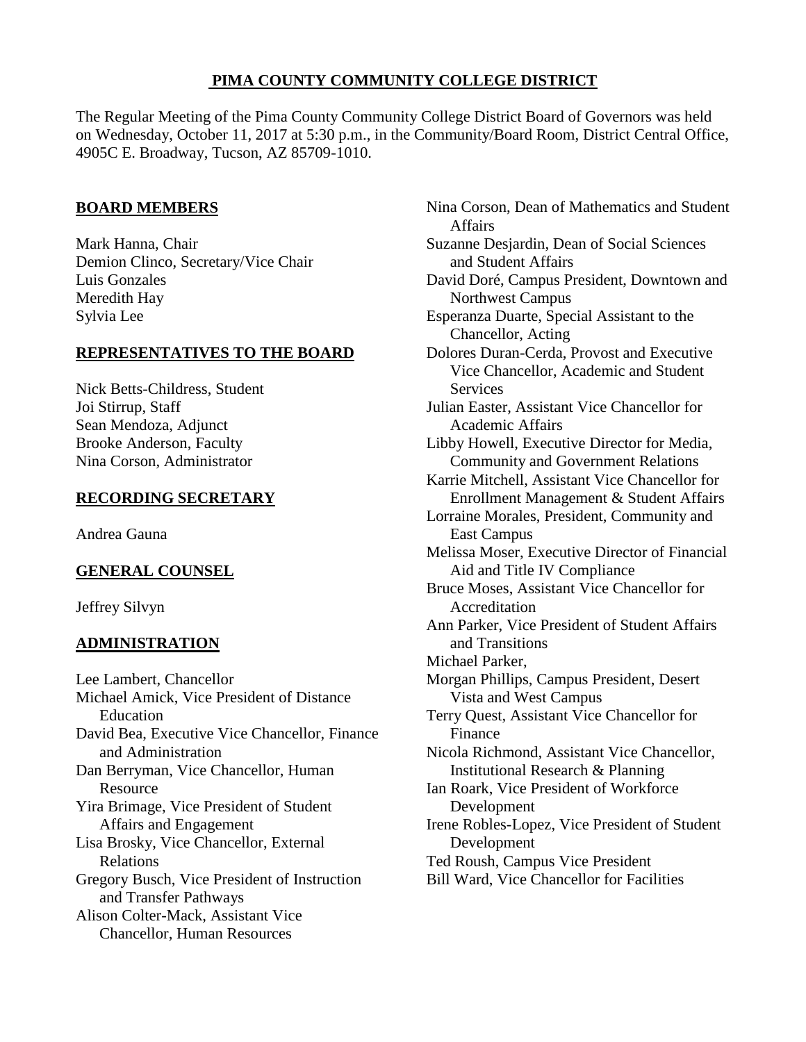# PIMA COUNTY COMMUNITY COLLEGE DISTRICT

The Regular Meeting of the Pima County Community College District Board of Governors was held on Wednesday, October 11, 2017 at 5:30 p.m., in the Community/Board Room, District Central Office, 4905C E. Broadway, Tucson, AZ 85709-1010.

## BOARD MEMBERS

Mark Hanna, Chair
Demion Clinco, Secretary/Vice Chair
Luis Gonzales
Meredith Hay
Sylvia Lee

## REPRESENTATIVES TO THE BOARD

Nick Betts-Childress, Student
Joi Stirrup, Staff
Sean Mendoza, Adjunct
Brooke Anderson, Faculty
Nina Corson, Administrator

## RECORDING SECRETARY

Andrea Gauna

## GENERAL COUNSEL

Jeffrey Silvyn

## ADMINISTRATION

Lee Lambert, Chancellor
Michael Amick, Vice President of Distance Education
David Bea, Executive Vice Chancellor, Finance and Administration
Dan Berryman, Vice Chancellor, Human Resource
Yira Brimage, Vice President of Student Affairs and Engagement
Lisa Brosky, Vice Chancellor, External Relations
Gregory Busch, Vice President of Instruction and Transfer Pathways
Alison Colter-Mack, Assistant Vice Chancellor, Human Resources
Nina Corson, Dean of Mathematics and Student Affairs
Suzanne Desjardin, Dean of Social Sciences and Student Affairs
David Doré, Campus President, Downtown and Northwest Campus
Esperanza Duarte, Special Assistant to the Chancellor, Acting
Dolores Duran-Cerda, Provost and Executive Vice Chancellor, Academic and Student Services
Julian Easter, Assistant Vice Chancellor for Academic Affairs
Libby Howell, Executive Director for Media, Community and Government Relations
Karrie Mitchell, Assistant Vice Chancellor for Enrollment Management & Student Affairs
Lorraine Morales, President, Community and East Campus
Melissa Moser, Executive Director of Financial Aid and Title IV Compliance
Bruce Moses, Assistant Vice Chancellor for Accreditation
Ann Parker, Vice President of Student Affairs and Transitions
Michael Parker,
Morgan Phillips, Campus President, Desert Vista and West Campus
Terry Quest, Assistant Vice Chancellor for Finance
Nicola Richmond, Assistant Vice Chancellor, Institutional Research & Planning
Ian Roark, Vice President of Workforce Development
Irene Robles-Lopez, Vice President of Student Development
Ted Roush, Campus Vice President
Bill Ward, Vice Chancellor for Facilities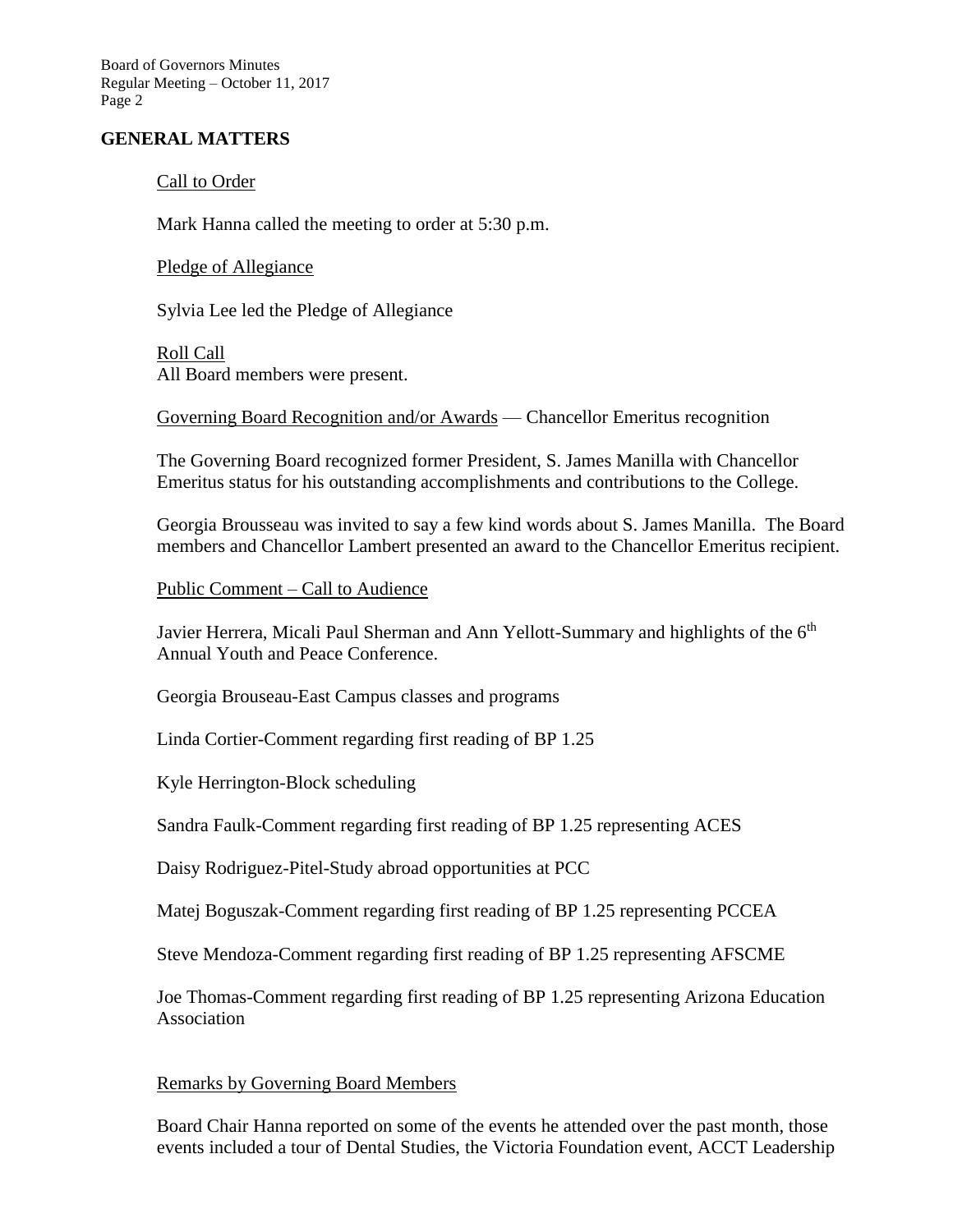## GENERAL MATTERS

Call to Order

Mark Hanna called the meeting to order at 5:30 p.m.

Pledge of Allegiance

Sylvia Lee led the Pledge of Allegiance

Roll Call

All Board members were present.

Governing Board Recognition and/or Awards — Chancellor Emeritus recognition

The Governing Board recognized former President, S. James Manilla with Chancellor Emeritus status for his outstanding accomplishments and contributions to the College.

Georgia Brousseau was invited to say a few kind words about S. James Manilla. The Board members and Chancellor Lambert presented an award to the Chancellor Emeritus recipient.

Public Comment – Call to Audience

Javier Herrera, Micali Paul Sherman and Ann Yellott-Summary and highlights of the 6th Annual Youth and Peace Conference.

Georgia Brouseau-East Campus classes and programs

Linda Cortier-Comment regarding first reading of BP 1.25

Kyle Herrington-Block scheduling

Sandra Faulk-Comment regarding first reading of BP 1.25 representing ACES

Daisy Rodriguez-Pitel-Study abroad opportunities at PCC

Matej Boguszak-Comment regarding first reading of BP 1.25 representing PCCEA

Steve Mendoza-Comment regarding first reading of BP 1.25 representing AFSCME

Joe Thomas-Comment regarding first reading of BP 1.25 representing Arizona Education Association

Remarks by Governing Board Members

Board Chair Hanna reported on some of the events he attended over the past month, those events included a tour of Dental Studies, the Victoria Foundation event, ACCT Leadership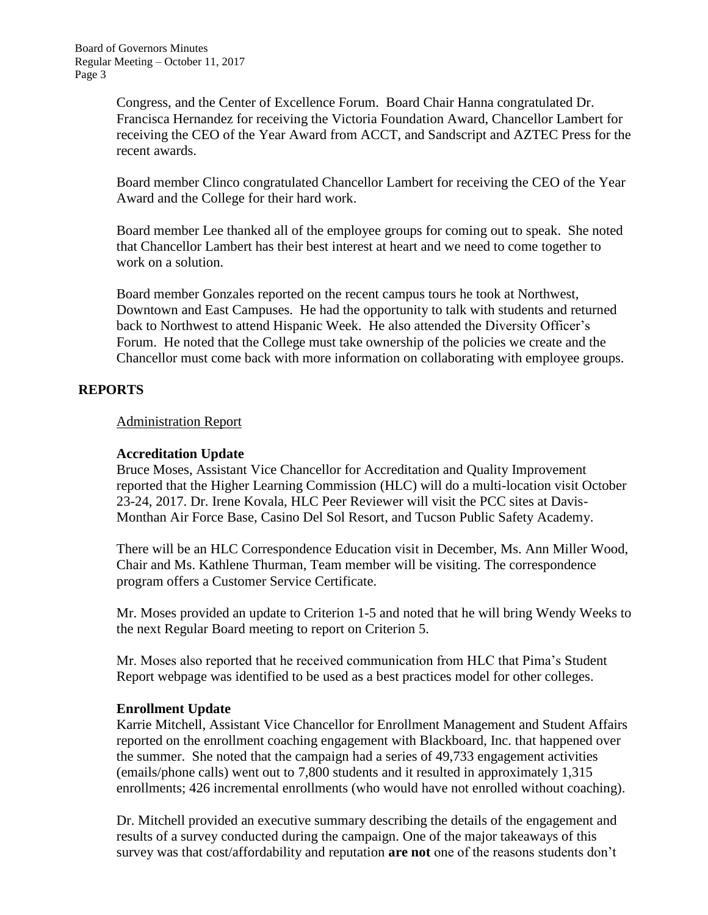Congress, and the Center of Excellence Forum. Board Chair Hanna congratulated Dr. Francisca Hernandez for receiving the Victoria Foundation Award, Chancellor Lambert for receiving the CEO of the Year Award from ACCT, and Sandscript and AZTEC Press for the recent awards.

Board member Clinco congratulated Chancellor Lambert for receiving the CEO of the Year Award and the College for their hard work.

Board member Lee thanked all of the employee groups for coming out to speak. She noted that Chancellor Lambert has their best interest at heart and we need to come together to work on a solution.

Board member Gonzales reported on the recent campus tours he took at Northwest, Downtown and East Campuses. He had the opportunity to talk with students and returned back to Northwest to attend Hispanic Week. He also attended the Diversity Officer's Forum. He noted that the College must take ownership of the policies we create and the Chancellor must come back with more information on collaborating with employee groups.

## REPORTS

Administration Report

**Accreditation Update**

Bruce Moses, Assistant Vice Chancellor for Accreditation and Quality Improvement reported that the Higher Learning Commission (HLC) will do a multi-location visit October 23-24, 2017. Dr. Irene Kovala, HLC Peer Reviewer will visit the PCC sites at Davis-Monthan Air Force Base, Casino Del Sol Resort, and Tucson Public Safety Academy.

There will be an HLC Correspondence Education visit in December, Ms. Ann Miller Wood, Chair and Ms. Kathlene Thurman, Team member will be visiting. The correspondence program offers a Customer Service Certificate.

Mr. Moses provided an update to Criterion 1-5 and noted that he will bring Wendy Weeks to the next Regular Board meeting to report on Criterion 5.

Mr. Moses also reported that he received communication from HLC that Pima's Student Report webpage was identified to be used as a best practices model for other colleges.

**Enrollment Update**

Karrie Mitchell, Assistant Vice Chancellor for Enrollment Management and Student Affairs reported on the enrollment coaching engagement with Blackboard, Inc. that happened over the summer. She noted that the campaign had a series of 49,733 engagement activities (emails/phone calls) went out to 7,800 students and it resulted in approximately 1,315 enrollments; 426 incremental enrollments (who would have not enrolled without coaching).

Dr. Mitchell provided an executive summary describing the details of the engagement and results of a survey conducted during the campaign. One of the major takeaways of this survey was that cost/affordability and reputation **are not** one of the reasons students don't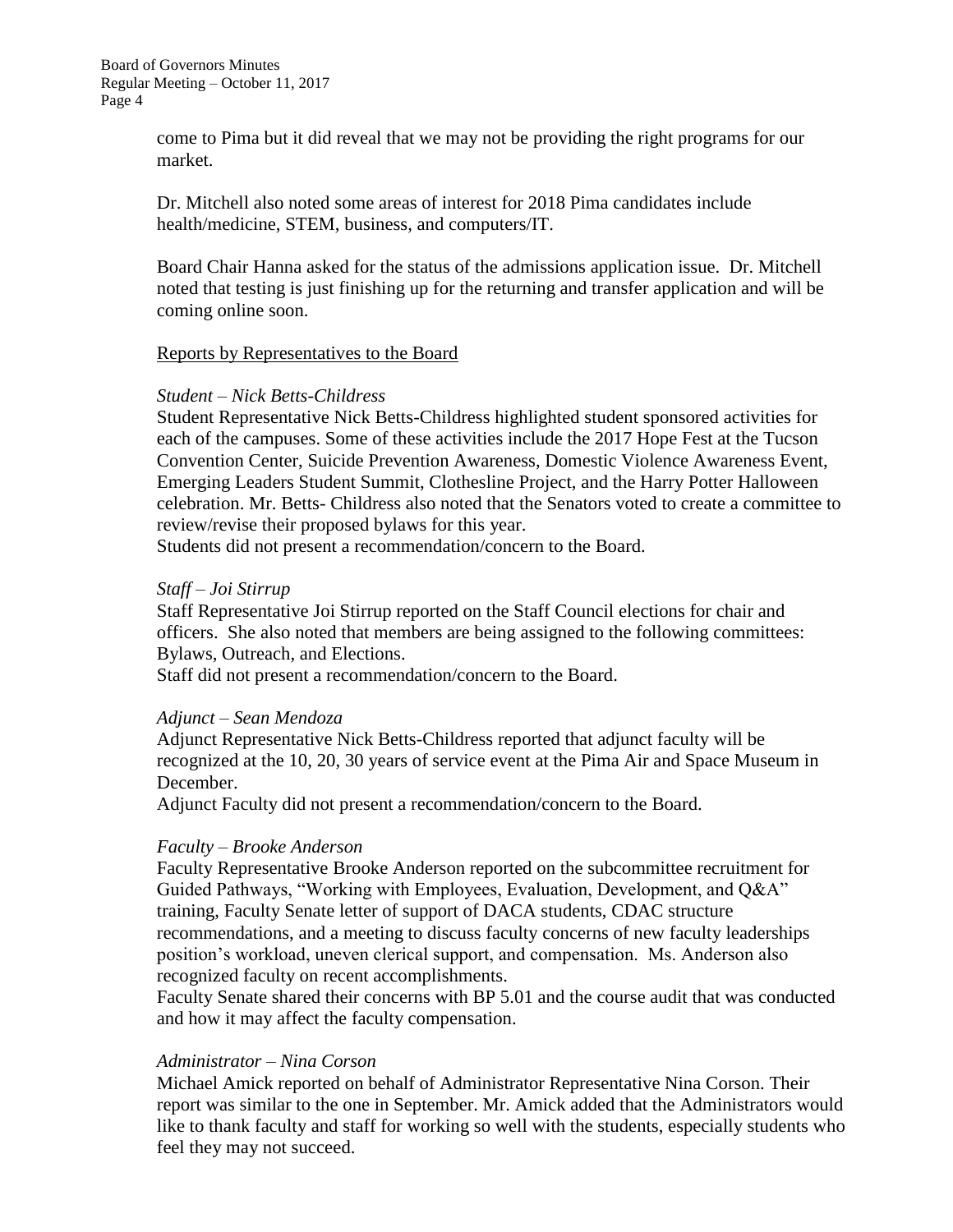come to Pima but it did reveal that we may not be providing the right programs for our market.

Dr. Mitchell also noted some areas of interest for 2018 Pima candidates include health/medicine, STEM, business, and computers/IT.

Board Chair Hanna asked for the status of the admissions application issue. Dr. Mitchell noted that testing is just finishing up for the returning and transfer application and will be coming online soon.

Reports by Representatives to the Board

*Student – Nick Betts-Childress*
Student Representative Nick Betts-Childress highlighted student sponsored activities for each of the campuses. Some of these activities include the 2017 Hope Fest at the Tucson Convention Center, Suicide Prevention Awareness, Domestic Violence Awareness Event, Emerging Leaders Student Summit, Clothesline Project, and the Harry Potter Halloween celebration. Mr. Betts- Childress also noted that the Senators voted to create a committee to review/revise their proposed bylaws for this year.
Students did not present a recommendation/concern to the Board.

*Staff – Joi Stirrup*
Staff Representative Joi Stirrup reported on the Staff Council elections for chair and officers. She also noted that members are being assigned to the following committees: Bylaws, Outreach, and Elections.
Staff did not present a recommendation/concern to the Board.

*Adjunct – Sean Mendoza*
Adjunct Representative Nick Betts-Childress reported that adjunct faculty will be recognized at the 10, 20, 30 years of service event at the Pima Air and Space Museum in December.
Adjunct Faculty did not present a recommendation/concern to the Board.

*Faculty – Brooke Anderson*
Faculty Representative Brooke Anderson reported on the subcommittee recruitment for Guided Pathways, "Working with Employees, Evaluation, Development, and Q&A" training, Faculty Senate letter of support of DACA students, CDAC structure recommendations, and a meeting to discuss faculty concerns of new faculty leaderships position's workload, uneven clerical support, and compensation. Ms. Anderson also recognized faculty on recent accomplishments.
Faculty Senate shared their concerns with BP 5.01 and the course audit that was conducted and how it may affect the faculty compensation.

*Administrator – Nina Corson*
Michael Amick reported on behalf of Administrator Representative Nina Corson. Their report was similar to the one in September. Mr. Amick added that the Administrators would like to thank faculty and staff for working so well with the students, especially students who feel they may not succeed.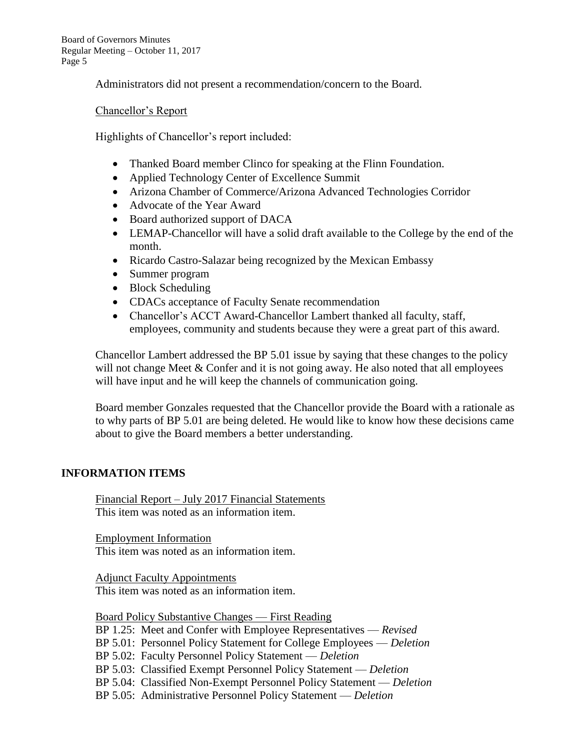Administrators did not present a recommendation/concern to the Board.

Chancellor's Report

Highlights of Chancellor's report included:

- Thanked Board member Clinco for speaking at the Flinn Foundation.
- Applied Technology Center of Excellence Summit
- Arizona Chamber of Commerce/Arizona Advanced Technologies Corridor
- Advocate of the Year Award
- Board authorized support of DACA
- LEMAP-Chancellor will have a solid draft available to the College by the end of the month.
- Ricardo Castro-Salazar being recognized by the Mexican Embassy
- Summer program
- Block Scheduling
- CDACs acceptance of Faculty Senate recommendation
- Chancellor's ACCT Award-Chancellor Lambert thanked all faculty, staff, employees, community and students because they were a great part of this award.

Chancellor Lambert addressed the BP 5.01 issue by saying that these changes to the policy will not change Meet & Confer and it is not going away. He also noted that all employees will have input and he will keep the channels of communication going.

Board member Gonzales requested that the Chancellor provide the Board with a rationale as to why parts of BP 5.01 are being deleted. He would like to know how these decisions came about to give the Board members a better understanding.

## INFORMATION ITEMS

Financial Report – July 2017 Financial Statements
This item was noted as an information item.

Employment Information
This item was noted as an information item.

Adjunct Faculty Appointments
This item was noted as an information item.

Board Policy Substantive Changes — First Reading
BP 1.25: Meet and Confer with Employee Representatives — *Revised*
BP 5.01: Personnel Policy Statement for College Employees — *Deletion*
BP 5.02: Faculty Personnel Policy Statement — *Deletion*
BP 5.03: Classified Exempt Personnel Policy Statement — *Deletion*
BP 5.04: Classified Non-Exempt Personnel Policy Statement — *Deletion*
BP 5.05: Administrative Personnel Policy Statement — *Deletion*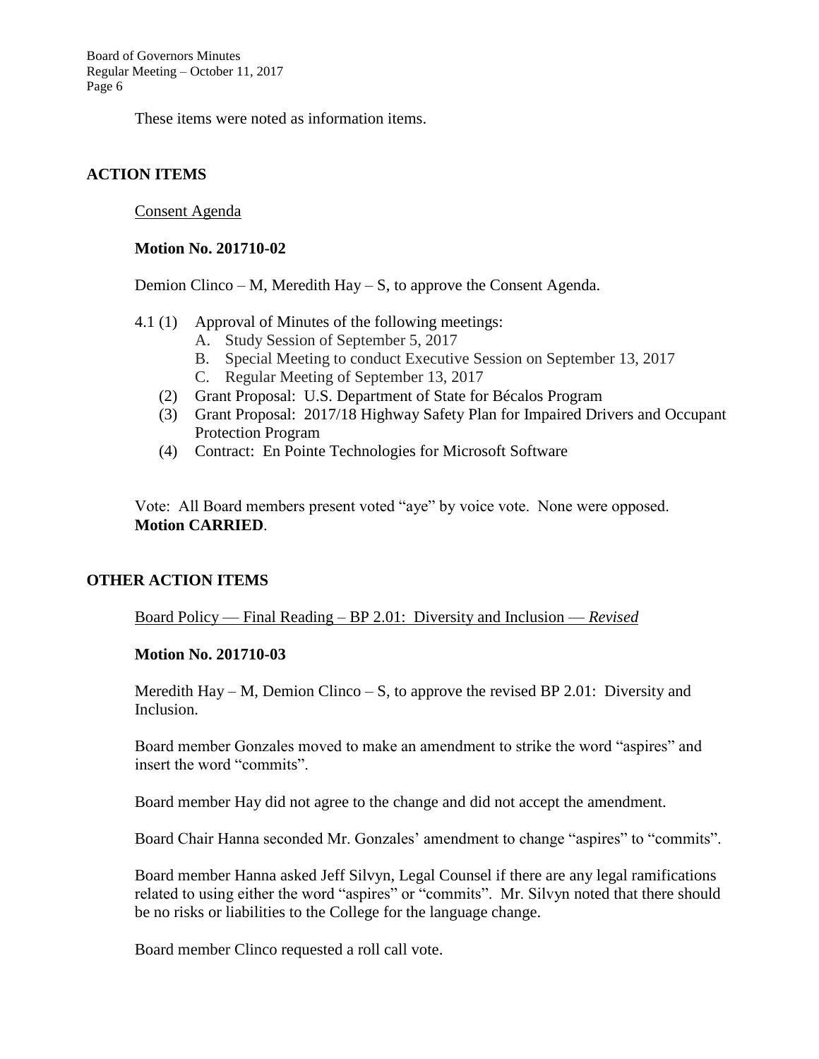These items were noted as information items.

## ACTION ITEMS

Consent Agenda

**Motion No. 201710-02**

Demion Clinco – M, Meredith Hay – S, to approve the Consent Agenda.

4.1 (1) Approval of Minutes of the following meetings:
  - A. Study Session of September 5, 2017
  - B. Special Meeting to conduct Executive Session on September 13, 2017
  - C. Regular Meeting of September 13, 2017

(2) Grant Proposal: U.S. Department of State for Bécalos Program

(3) Grant Proposal: 2017/18 Highway Safety Plan for Impaired Drivers and Occupant Protection Program

(4) Contract: En Pointe Technologies for Microsoft Software

Vote: All Board members present voted "aye" by voice vote. None were opposed. **Motion CARRIED**.

## OTHER ACTION ITEMS

Board Policy — Final Reading – BP 2.01: Diversity and Inclusion — *Revised*

**Motion No. 201710-03**

Meredith Hay – M, Demion Clinco – S, to approve the revised BP 2.01: Diversity and Inclusion.

Board member Gonzales moved to make an amendment to strike the word "aspires" and insert the word "commits".

Board member Hay did not agree to the change and did not accept the amendment.

Board Chair Hanna seconded Mr. Gonzales' amendment to change "aspires" to "commits".

Board member Hanna asked Jeff Silvyn, Legal Counsel if there are any legal ramifications related to using either the word "aspires" or "commits". Mr. Silvyn noted that there should be no risks or liabilities to the College for the language change.

Board member Clinco requested a roll call vote.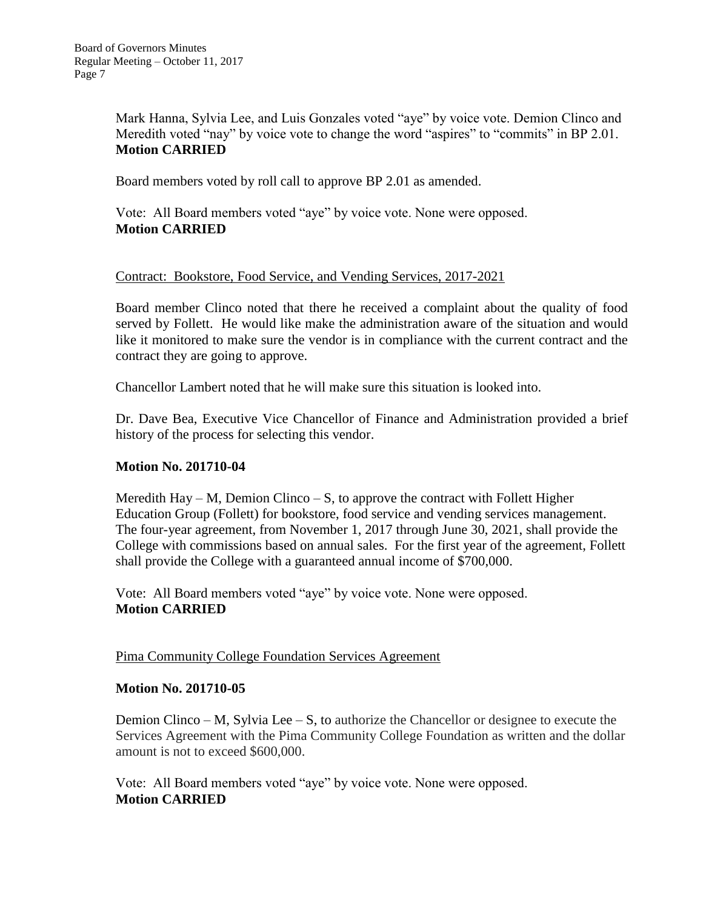Mark Hanna, Sylvia Lee, and Luis Gonzales voted "aye" by voice vote. Demion Clinco and Meredith voted "nay" by voice vote to change the word "aspires" to "commits" in BP 2.01.
**Motion CARRIED**

Board members voted by roll call to approve BP 2.01 as amended.

Vote: All Board members voted "aye" by voice vote. None were opposed.
**Motion CARRIED**

Contract: Bookstore, Food Service, and Vending Services, 2017-2021

Board member Clinco noted that there he received a complaint about the quality of food served by Follett. He would like make the administration aware of the situation and would like it monitored to make sure the vendor is in compliance with the current contract and the contract they are going to approve.

Chancellor Lambert noted that he will make sure this situation is looked into.

Dr. Dave Bea, Executive Vice Chancellor of Finance and Administration provided a brief history of the process for selecting this vendor.

**Motion No. 201710-04**

Meredith Hay – M, Demion Clinco – S, to approve the contract with Follett Higher Education Group (Follett) for bookstore, food service and vending services management. The four-year agreement, from November 1, 2017 through June 30, 2021, shall provide the College with commissions based on annual sales. For the first year of the agreement, Follett shall provide the College with a guaranteed annual income of $700,000.

Vote: All Board members voted "aye" by voice vote. None were opposed.
**Motion CARRIED**

Pima Community College Foundation Services Agreement

**Motion No. 201710-05**

Demion Clinco – M, Sylvia Lee – S, to authorize the Chancellor or designee to execute the Services Agreement with the Pima Community College Foundation as written and the dollar amount is not to exceed $600,000.

Vote: All Board members voted "aye" by voice vote. None were opposed.
**Motion CARRIED**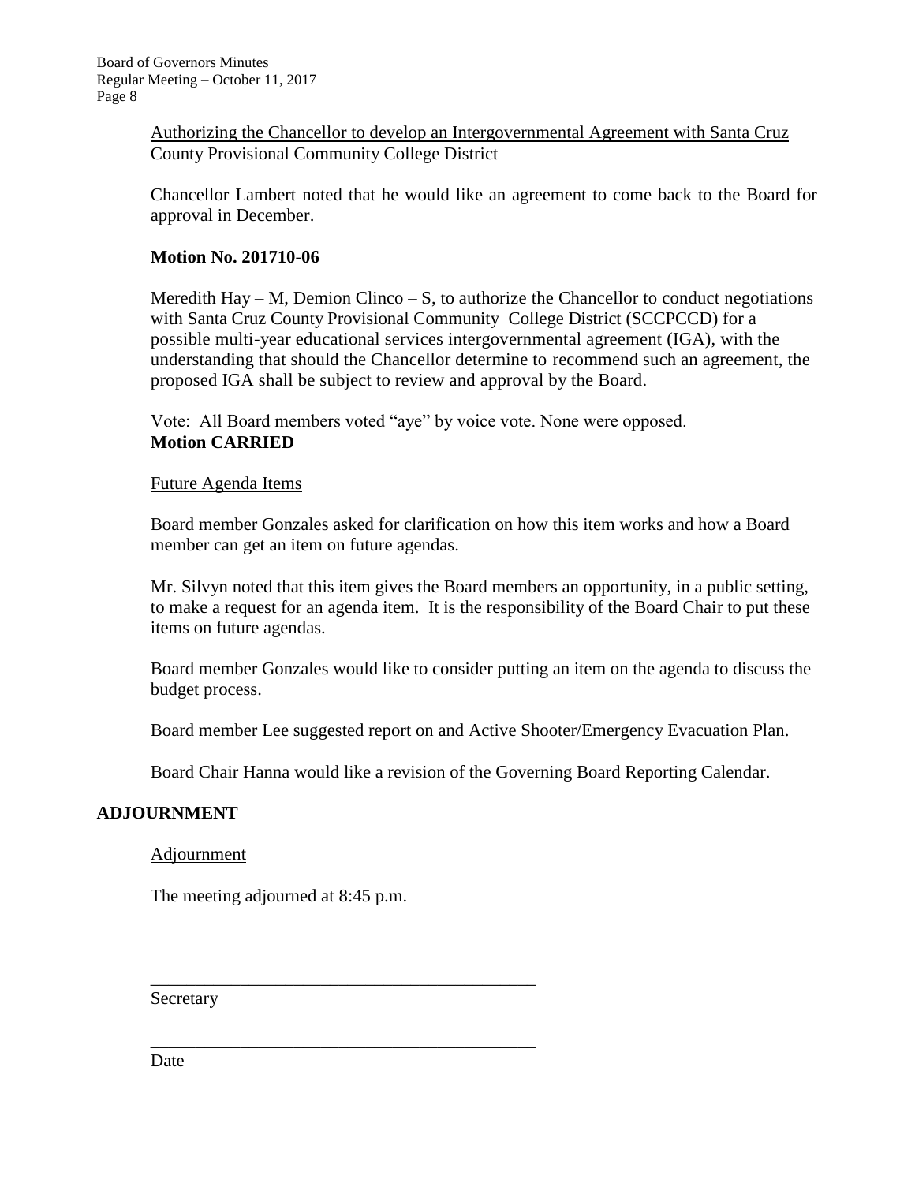Authorizing the Chancellor to develop an Intergovernmental Agreement with Santa Cruz County Provisional Community College District

Chancellor Lambert noted that he would like an agreement to come back to the Board for approval in December.

**Motion No. 201710-06**

Meredith Hay – M, Demion Clinco – S, to authorize the Chancellor to conduct negotiations with Santa Cruz County Provisional Community College District (SCCPCCD) for a possible multi-year educational services intergovernmental agreement (IGA), with the understanding that should the Chancellor determine to recommend such an agreement, the proposed IGA shall be subject to review and approval by the Board.

Vote: All Board members voted "aye" by voice vote. None were opposed.
**Motion CARRIED**

Future Agenda Items

Board member Gonzales asked for clarification on how this item works and how a Board member can get an item on future agendas.

Mr. Silvyn noted that this item gives the Board members an opportunity, in a public setting, to make a request for an agenda item. It is the responsibility of the Board Chair to put these items on future agendas.

Board member Gonzales would like to consider putting an item on the agenda to discuss the budget process.

Board member Lee suggested report on and Active Shooter/Emergency Evacuation Plan.

Board Chair Hanna would like a revision of the Governing Board Reporting Calendar.

## ADJOURNMENT

Adjournment

The meeting adjourned at 8:45 p.m.

\_\_\_\_\_\_\_\_\_\_\_\_\_\_\_\_\_\_\_\_\_\_\_\_\_\_\_\_\_\_\_\_\_\_\_\_\_\_\_\_\_\_\_\_

Secretary

\_\_\_\_\_\_\_\_\_\_\_\_\_\_\_\_\_\_\_\_\_\_\_\_\_\_\_\_\_\_\_\_\_\_\_\_\_\_\_\_\_\_\_\_

Date